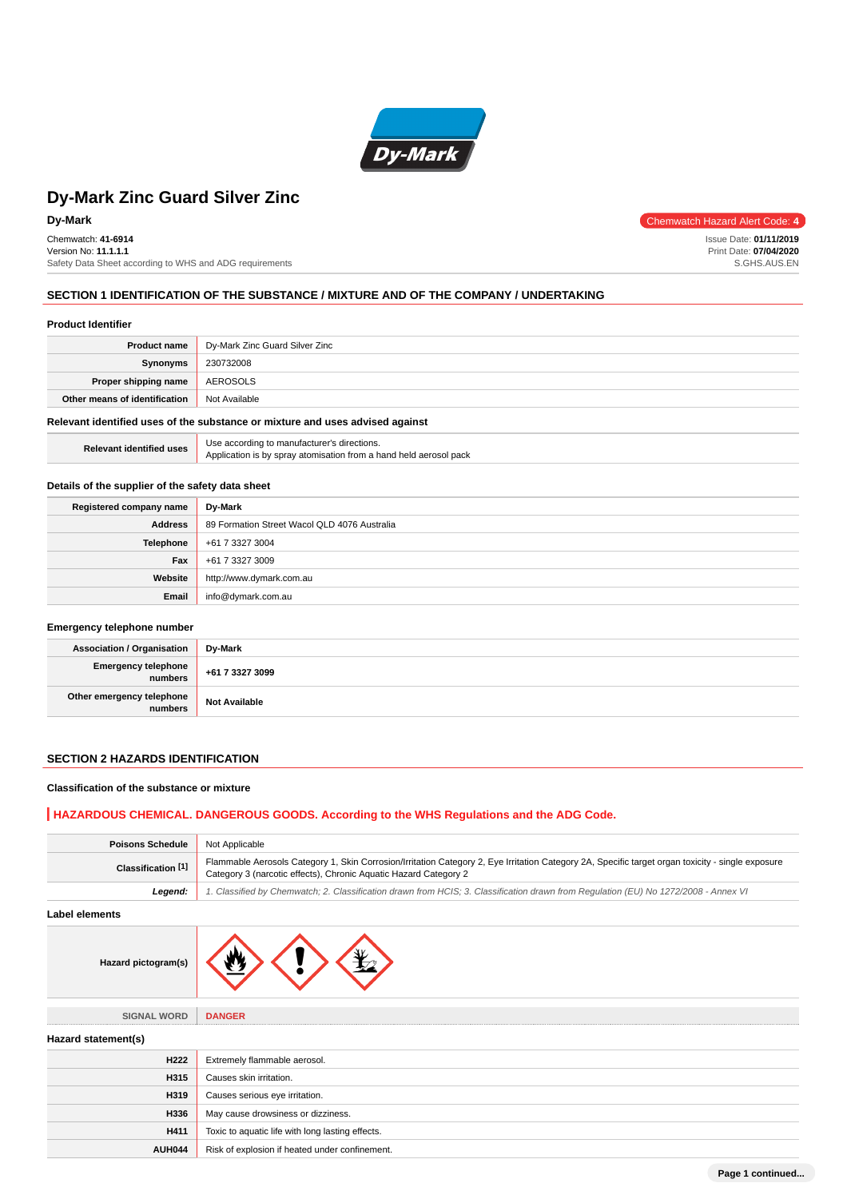# Dy-Mark Zinc Guard Silver Zinc

**Dy-Mark**

Chemwatch Hazard Alert Code: 4

Chemwatch: **41-6914**
Version No: **11.1.1.1**
Safety Data Sheet according to WHS and ADG requirements

Issue Date: **01/11/2019**
Print Date: **07/04/2020**
S.GHS.AUS.EN

## SECTION 1 IDENTIFICATION OF THE SUBSTANCE / MIXTURE AND OF THE COMPANY / UNDERTAKING

### Product Identifier

| | |
|---|---|
| **Product name** | Dy-Mark Zinc Guard Silver Zinc |
| **Synonyms** | 230732008 |
| **Proper shipping name** | AEROSOLS |
| **Other means of identification** | Not Available |

### Relevant identified uses of the substance or mixture and uses advised against

| | |
|---|---|
| **Relevant identified uses** | Use according to manufacturer's directions.<br>Application is by spray atomisation from a hand held aerosol pack |

### Details of the supplier of the safety data sheet

| | |
|---|---|
| **Registered company name** | Dy-Mark |
| **Address** | 89 Formation Street Wacol QLD 4076 Australia |
| **Telephone** | +61 7 3327 3004 |
| **Fax** | +61 7 3327 3009 |
| **Website** | http://www.dymark.com.au |
| **Email** | info@dymark.com.au |

### Emergency telephone number

| | |
|---|---|
| **Association / Organisation** | **Dy-Mark** |
| **Emergency telephone numbers** | **+61 7 3327 3099** |
| **Other emergency telephone numbers** | **Not Available** |

## SECTION 2 HAZARDS IDENTIFICATION

### Classification of the substance or mixture

**HAZARDOUS CHEMICAL. DANGEROUS GOODS. According to the WHS Regulations and the ADG Code.**

| | |
|---|---|
| **Poisons Schedule** | Not Applicable |
| **Classification [1]** | Flammable Aerosols Category 1, Skin Corrosion/Irritation Category 2, Eye Irritation Category 2A, Specific target organ toxicity - single exposure Category 3 (narcotic effects), Chronic Aquatic Hazard Category 2 |
| ***Legend:*** | *1. Classified by Chemwatch; 2. Classification drawn from HCIS; 3. Classification drawn from Regulation (EU) No 1272/2008 - Annex VI* |

### Label elements

| | |
|---|---|
| **Hazard pictogram(s)** | |
| SIGNAL WORD | **DANGER** |

### Hazard statement(s)

| | |
|---|---|
| **H222** | Extremely flammable aerosol. |
| **H315** | Causes skin irritation. |
| **H319** | Causes serious eye irritation. |
| **H336** | May cause drowsiness or dizziness. |
| **H411** | Toxic to aquatic life with long lasting effects. |
| **AUH044** | Risk of explosion if heated under confinement. |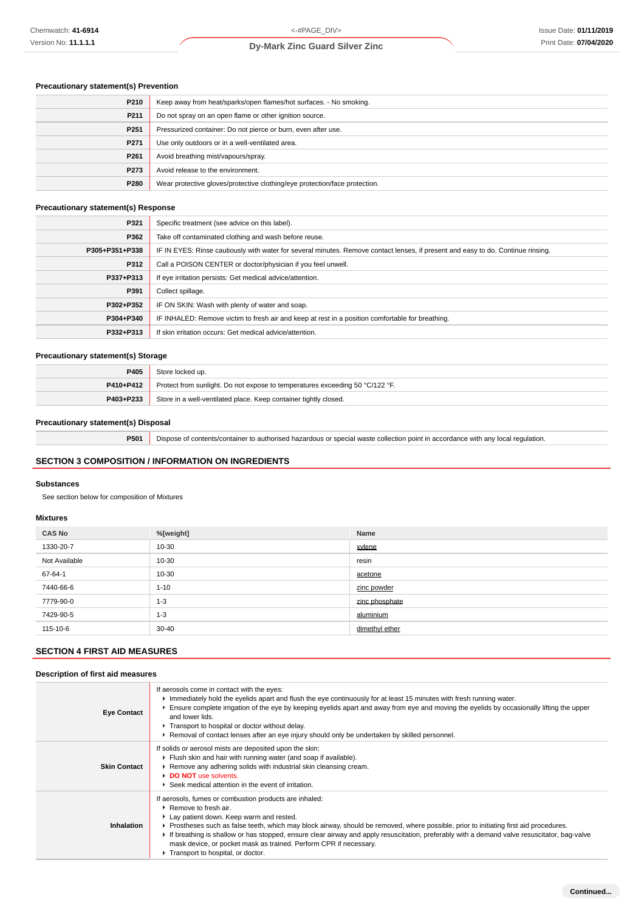### Precautionary statement(s) Prevention

| | |
|---|---|
| P210 | Keep away from heat/sparks/open flames/hot surfaces. - No smoking. |
| P211 | Do not spray on an open flame or other ignition source. |
| P251 | Pressurized container: Do not pierce or burn, even after use. |
| P271 | Use only outdoors or in a well-ventilated area. |
| P261 | Avoid breathing mist/vapours/spray. |
| P273 | Avoid release to the environment. |
| P280 | Wear protective gloves/protective clothing/eye protection/face protection. |

### Precautionary statement(s) Response

| | |
|---|---|
| P321 | Specific treatment (see advice on this label). |
| P362 | Take off contaminated clothing and wash before reuse. |
| P305+P351+P338 | IF IN EYES: Rinse cautiously with water for several minutes. Remove contact lenses, if present and easy to do. Continue rinsing. |
| P312 | Call a POISON CENTER or doctor/physician if you feel unwell. |
| P337+P313 | If eye irritation persists: Get medical advice/attention. |
| P391 | Collect spillage. |
| P302+P352 | IF ON SKIN: Wash with plenty of water and soap. |
| P304+P340 | IF INHALED: Remove victim to fresh air and keep at rest in a position comfortable for breathing. |
| P332+P313 | If skin irritation occurs: Get medical advice/attention. |

### Precautionary statement(s) Storage

| | |
|---|---|
| P405 | Store locked up. |
| P410+P412 | Protect from sunlight. Do not expose to temperatures exceeding 50 °C/122 °F. |
| P403+P233 | Store in a well-ventilated place. Keep container tightly closed. |

### Precautionary statement(s) Disposal

| | |
|---|---|
| P501 | Dispose of contents/container to authorised hazardous or special waste collection point in accordance with any local regulation. |

## SECTION 3 COMPOSITION / INFORMATION ON INGREDIENTS

### Substances

See section below for composition of Mixtures

### Mixtures

| CAS No | %[weight] | Name |
|---|---|---|
| 1330-20-7 | 10-30 | xylene |
| Not Available | 10-30 | resin |
| 67-64-1 | 10-30 | acetone |
| 7440-66-6 | 1-10 | zinc powder |
| 7779-90-0 | 1-3 | zinc phosphate |
| 7429-90-5 | 1-3 | aluminium |
| 115-10-6 | 30-40 | dimethyl ether |

## SECTION 4 FIRST AID MEASURES

### Description of first aid measures

| | |
|---|---|
| Eye Contact | If aerosols come in contact with the eyes:<br>▸ Immediately hold the eyelids apart and flush the eye continuously for at least 15 minutes with fresh running water.<br>▸ Ensure complete irrigation of the eye by keeping eyelids apart and away from eye and moving the eyelids by occasionally lifting the upper and lower lids.<br>▸ Transport to hospital or doctor without delay.<br>▸ Removal of contact lenses after an eye injury should only be undertaken by skilled personnel. |
| Skin Contact | If solids or aerosol mists are deposited upon the skin:<br>▸ Flush skin and hair with running water (and soap if available).<br>▸ Remove any adhering solids with industrial skin cleansing cream.<br>▸ **DO NOT** use solvents.<br>▸ Seek medical attention in the event of irritation. |
| Inhalation | If aerosols, fumes or combustion products are inhaled:<br>▸ Remove to fresh air.<br>▸ Lay patient down. Keep warm and rested.<br>▸ Prostheses such as false teeth, which may block airway, should be removed, where possible, prior to initiating first aid procedures.<br>▸ If breathing is shallow or has stopped, ensure clear airway and apply resuscitation, preferably with a demand valve resuscitator, bag-valve mask device, or pocket mask as trained. Perform CPR if necessary.<br>▸ Transport to hospital, or doctor. |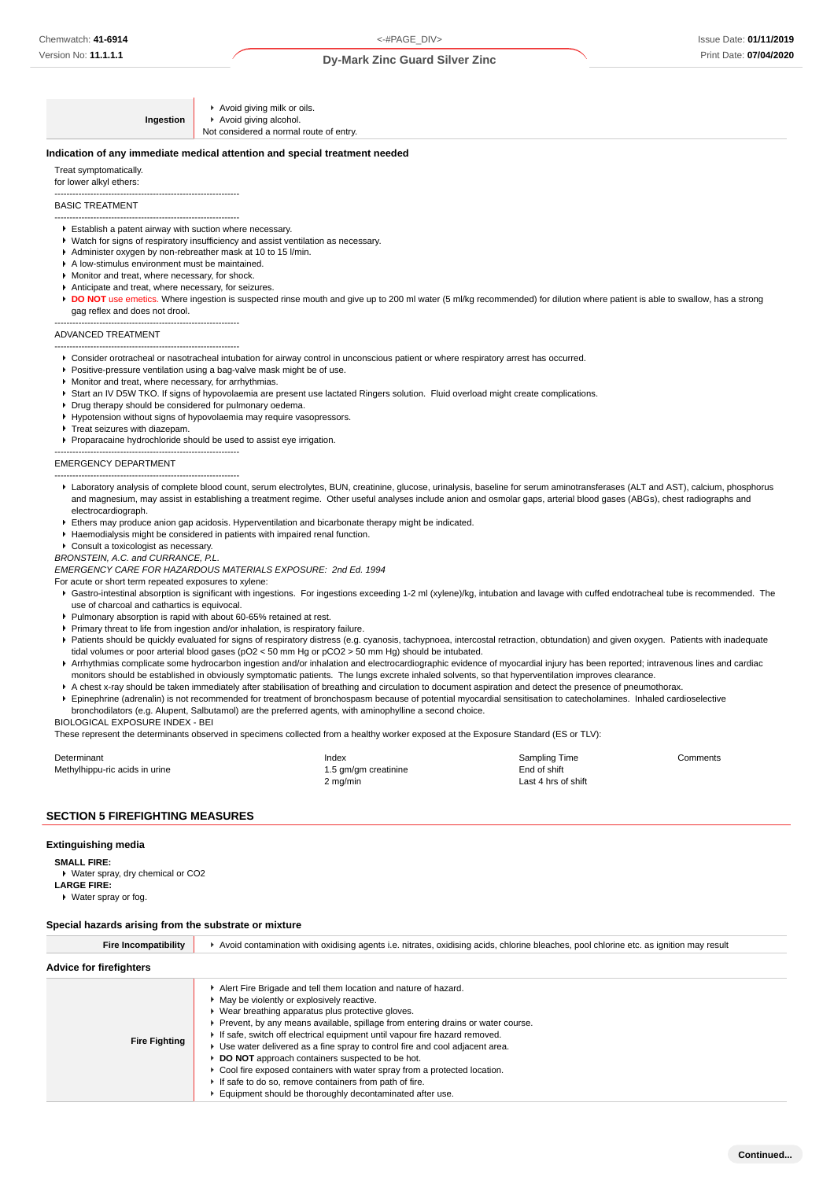| | |
|---|---|
| **Ingestion** | ▸ Avoid giving milk or oils.<br>▸ Avoid giving alcohol.<br>Not considered a normal route of entry. |

### Indication of any immediate medical attention and special treatment needed

Treat symptomatically.
for lower alkyl ethers:

--------------------------------------------------------------
BASIC TREATMENT
--------------------------------------------------------------

- Establish a patent airway with suction where necessary.
- Watch for signs of respiratory insufficiency and assist ventilation as necessary.
- Administer oxygen by non-rebreather mask at 10 to 15 l/min.
- A low-stimulus environment must be maintained.
- Monitor and treat, where necessary, for shock.
- Anticipate and treat, where necessary, for seizures.
- DO NOT use emetics. Where ingestion is suspected rinse mouth and give up to 200 ml water (5 ml/kg recommended) for dilution where patient is able to swallow, has a strong gag reflex and does not drool.

--------------------------------------------------------------
ADVANCED TREATMENT
--------------------------------------------------------------

- Consider orotracheal or nasotracheal intubation for airway control in unconscious patient or where respiratory arrest has occurred.
- Positive-pressure ventilation using a bag-valve mask might be of use.
- Monitor and treat, where necessary, for arrhythmias.
- Start an IV D5W TKO. If signs of hypovolaemia are present use lactated Ringers solution. Fluid overload might create complications.
- Drug therapy should be considered for pulmonary oedema.
- Hypotension without signs of hypovolaemia may require vasopressors.
- Treat seizures with diazepam.
- Proparacaine hydrochloride should be used to assist eye irrigation.

--------------------------------------------------------------
EMERGENCY DEPARTMENT
--------------------------------------------------------------

- Laboratory analysis of complete blood count, serum electrolytes, BUN, creatinine, glucose, urinalysis, baseline for serum aminotransferases (ALT and AST), calcium, phosphorus and magnesium, may assist in establishing a treatment regime. Other useful analyses include anion and osmolar gaps, arterial blood gases (ABGs), chest radiographs and electrocardiograph.
- Ethers may produce anion gap acidosis. Hyperventilation and bicarbonate therapy might be indicated.
- Haemodialysis might be considered in patients with impaired renal function.
- Consult a toxicologist as necessary.

*BRONSTEIN, A.C. and CURRANCE, P.L.*
*EMERGENCY CARE FOR HAZARDOUS MATERIALS EXPOSURE: 2nd Ed. 1994*

For acute or short term repeated exposures to xylene:

- Gastro-intestinal absorption is significant with ingestions. For ingestions exceeding 1-2 ml (xylene)/kg, intubation and lavage with cuffed endotracheal tube is recommended. The use of charcoal and cathartics is equivocal.
- Pulmonary absorption is rapid with about 60-65% retained at rest.
- Primary threat to life from ingestion and/or inhalation, is respiratory failure.
- Patients should be quickly evaluated for signs of respiratory distress (e.g. cyanosis, tachypnoea, intercostal retraction, obtundation) and given oxygen. Patients with inadequate tidal volumes or poor arterial blood gases ($pO_2$ < 50 mm Hg or $pCO_2$ > 50 mm Hg) should be intubated.
- Arrhythmias complicate some hydrocarbon ingestion and/or inhalation and electrocardiographic evidence of myocardial injury has been reported; intravenous lines and cardiac monitors should be established in obviously symptomatic patients. The lungs excrete inhaled solvents, so that hyperventilation improves clearance.
- A chest x-ray should be taken immediately after stabilisation of breathing and circulation to document aspiration and detect the presence of pneumothorax.
- Epinephrine (adrenalin) is not recommended for treatment of bronchospasm because of potential myocardial sensitisation to catecholamines. Inhaled cardioselective bronchodilators (e.g. Alupent, Salbutamol) are the preferred agents, with aminophylline a second choice.

BIOLOGICAL EXPOSURE INDEX - BEI
These represent the determinants observed in specimens collected from a healthy worker exposed at the Exposure Standard (ES or TLV):

| Determinant | Index | Sampling Time | Comments |
|---|---|---|---|
| Methylhippu-ric acids in urine | 1.5 gm/gm creatinine | End of shift | |
| | 2 mg/min | Last 4 hrs of shift | |

## SECTION 5 FIREFIGHTING MEASURES

### Extinguishing media

**SMALL FIRE:**
- Water spray, dry chemical or $CO_2$

**LARGE FIRE:**
- Water spray or fog.

### Special hazards arising from the substrate or mixture

| | |
|---|---|
| **Fire Incompatibility** | ▸ Avoid contamination with oxidising agents i.e. nitrates, oxidising acids, chlorine bleaches, pool chlorine etc. as ignition may result |

### Advice for firefighters

| | |
|---|---|
| **Fire Fighting** | ▸ Alert Fire Brigade and tell them location and nature of hazard.<br>▸ May be violently or explosively reactive.<br>▸ Wear breathing apparatus plus protective gloves.<br>▸ Prevent, by any means available, spillage from entering drains or water course.<br>▸ If safe, switch off electrical equipment until vapour fire hazard removed.<br>▸ Use water delivered as a fine spray to control fire and cool adjacent area.<br>▸ **DO NOT** approach containers suspected to be hot.<br>▸ Cool fire exposed containers with water spray from a protected location.<br>▸ If safe to do so, remove containers from path of fire.<br>▸ Equipment should be thoroughly decontaminated after use. |

**Continued...**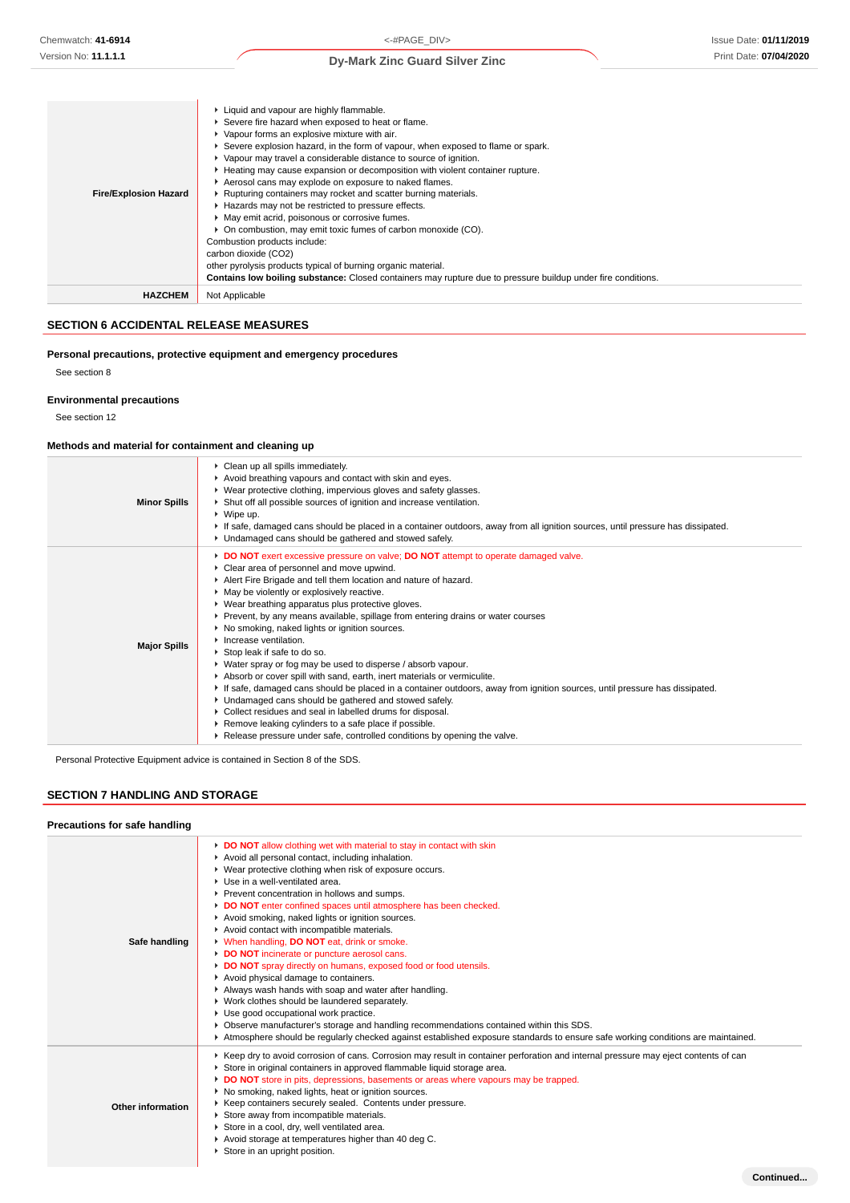| | |
|---|---|
| **Fire/Explosion Hazard** | ▸ Liquid and vapour are highly flammable.<br>▸ Severe fire hazard when exposed to heat or flame.<br>▸ Vapour forms an explosive mixture with air.<br>▸ Severe explosion hazard, in the form of vapour, when exposed to flame or spark.<br>▸ Vapour may travel a considerable distance to source of ignition.<br>▸ Heating may cause expansion or decomposition with violent container rupture.<br>▸ Aerosol cans may explode on exposure to naked flames.<br>▸ Rupturing containers may rocket and scatter burning materials.<br>▸ Hazards may not be restricted to pressure effects.<br>▸ May emit acrid, poisonous or corrosive fumes.<br>▸ On combustion, may emit toxic fumes of carbon monoxide (CO).<br>Combustion products include:<br>carbon dioxide ($CO_2$)<br>other pyrolysis products typical of burning organic material.<br>**Contains low boiling substance:** Closed containers may rupture due to pressure buildup under fire conditions. |
| **HAZCHEM** | Not Applicable |

## SECTION 6 ACCIDENTAL RELEASE MEASURES

### Personal precautions, protective equipment and emergency procedures

See section 8

### Environmental precautions

See section 12

### Methods and material for containment and cleaning up

| | |
|---|---|
| **Minor Spills** | ▸ Clean up all spills immediately.<br>▸ Avoid breathing vapours and contact with skin and eyes.<br>▸ Wear protective clothing, impervious gloves and safety glasses.<br>▸ Shut off all possible sources of ignition and increase ventilation.<br>▸ Wipe up.<br>▸ If safe, damaged cans should be placed in a container outdoors, away from all ignition sources, until pressure has dissipated.<br>▸ Undamaged cans should be gathered and stowed safely. |
| **Major Spills** | ▸ **DO NOT** exert excessive pressure on valve; **DO NOT** attempt to operate damaged valve.<br>▸ Clear area of personnel and move upwind.<br>▸ Alert Fire Brigade and tell them location and nature of hazard.<br>▸ May be violently or explosively reactive.<br>▸ Wear breathing apparatus plus protective gloves.<br>▸ Prevent, by any means available, spillage from entering drains or water courses<br>▸ No smoking, naked lights or ignition sources.<br>▸ Increase ventilation.<br>▸ Stop leak if safe to do so.<br>▸ Water spray or fog may be used to disperse / absorb vapour.<br>▸ Absorb or cover spill with sand, earth, inert materials or vermiculite.<br>▸ If safe, damaged cans should be placed in a container outdoors, away from ignition sources, until pressure has dissipated.<br>▸ Undamaged cans should be gathered and stowed safely.<br>▸ Collect residues and seal in labelled drums for disposal.<br>▸ Remove leaking cylinders to a safe place if possible.<br>▸ Release pressure under safe, controlled conditions by opening the valve. |

Personal Protective Equipment advice is contained in Section 8 of the SDS.

## SECTION 7 HANDLING AND STORAGE

### Precautions for safe handling

| | |
|---|---|
| **Safe handling** | ▸ **DO NOT** allow clothing wet with material to stay in contact with skin<br>▸ Avoid all personal contact, including inhalation.<br>▸ Wear protective clothing when risk of exposure occurs.<br>▸ Use in a well-ventilated area.<br>▸ Prevent concentration in hollows and sumps.<br>▸ **DO NOT** enter confined spaces until atmosphere has been checked.<br>▸ Avoid smoking, naked lights or ignition sources.<br>▸ Avoid contact with incompatible materials.<br>▸ When handling, **DO NOT** eat, drink or smoke.<br>▸ **DO NOT** incinerate or puncture aerosol cans.<br>▸ **DO NOT** spray directly on humans, exposed food or food utensils.<br>▸ Avoid physical damage to containers.<br>▸ Always wash hands with soap and water after handling.<br>▸ Work clothes should be laundered separately.<br>▸ Use good occupational work practice.<br>▸ Observe manufacturer's storage and handling recommendations contained within this SDS.<br>▸ Atmosphere should be regularly checked against established exposure standards to ensure safe working conditions are maintained. |
| **Other information** | ▸ Keep dry to avoid corrosion of cans. Corrosion may result in container perforation and internal pressure may eject contents of can<br>▸ Store in original containers in approved flammable liquid storage area.<br>▸ **DO NOT** store in pits, depressions, basements or areas where vapours may be trapped.<br>▸ No smoking, naked lights, heat or ignition sources.<br>▸ Keep containers securely sealed. Contents under pressure.<br>▸ Store away from incompatible materials.<br>▸ Store in a cool, dry, well ventilated area.<br>▸ Avoid storage at temperatures higher than 40 deg C.<br>▸ Store in an upright position. |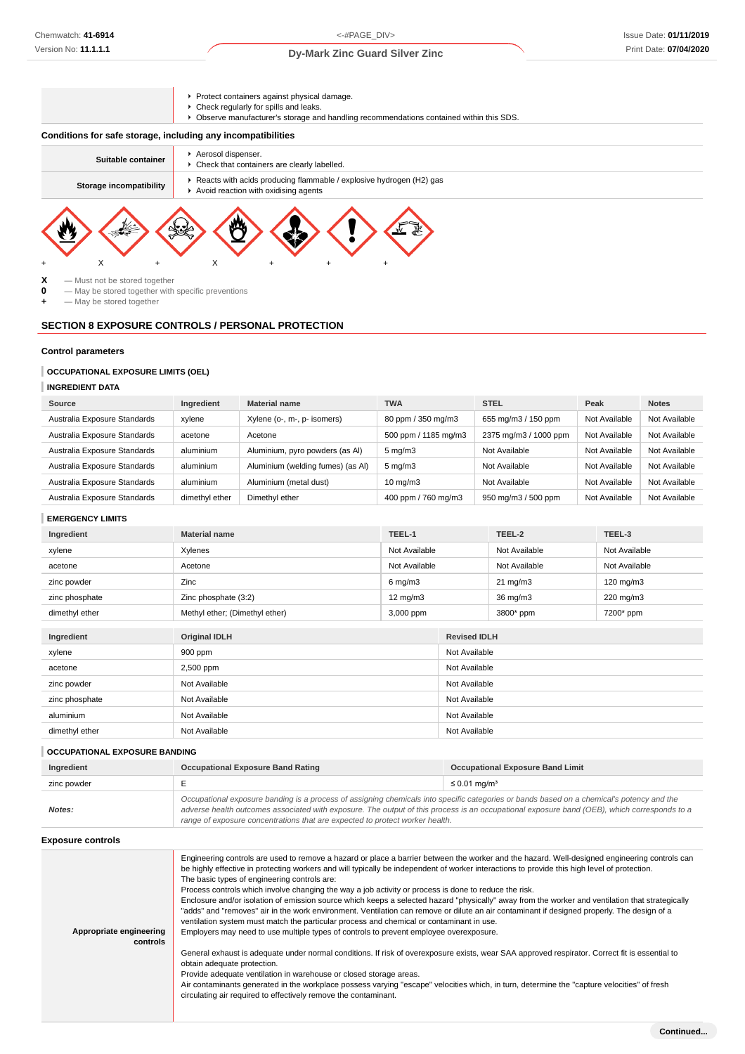| | |
|---|---|
| | Protect containers against physical damage.<br>Check regularly for spills and leaks.<br>Observe manufacturer's storage and handling recommendations contained within this SDS. |

### Conditions for safe storage, including any incompatibilities

| | |
|---|---|
| **Suitable container** | Aerosol dispenser.<br>Check that containers are clearly labelled. |
| **Storage incompatibility** | Reacts with acids producing flammable / explosive hydrogen (H2) gas<br>Avoid reaction with oxidising agents |

+ X + X + + +

**X** — Must not be stored together
**0** — May be stored together with specific preventions
**+** — May be stored together

## SECTION 8 EXPOSURE CONTROLS / PERSONAL PROTECTION

### Control parameters

#### OCCUPATIONAL EXPOSURE LIMITS (OEL)

#### INGREDIENT DATA

| Source | Ingredient | Material name | TWA | STEL | Peak | Notes |
|---|---|---|---|---|---|---|
| Australia Exposure Standards | xylene | Xylene (o-, m-, p- isomers) | 80 ppm / 350 mg/m3 | 655 mg/m3 / 150 ppm | Not Available | Not Available |
| Australia Exposure Standards | acetone | Acetone | 500 ppm / 1185 mg/m3 | 2375 mg/m3 / 1000 ppm | Not Available | Not Available |
| Australia Exposure Standards | aluminium | Aluminium, pyro powders (as Al) | 5 mg/m3 | Not Available | Not Available | Not Available |
| Australia Exposure Standards | aluminium | Aluminium (welding fumes) (as Al) | 5 mg/m3 | Not Available | Not Available | Not Available |
| Australia Exposure Standards | aluminium | Aluminium (metal dust) | 10 mg/m3 | Not Available | Not Available | Not Available |
| Australia Exposure Standards | dimethyl ether | Dimethyl ether | 400 ppm / 760 mg/m3 | 950 mg/m3 / 500 ppm | Not Available | Not Available |

#### EMERGENCY LIMITS

| Ingredient | Material name | TEEL-1 | TEEL-2 | TEEL-3 |
|---|---|---|---|---|
| xylene | Xylenes | Not Available | Not Available | Not Available |
| acetone | Acetone | Not Available | Not Available | Not Available |
| zinc powder | Zinc | 6 mg/m3 | 21 mg/m3 | 120 mg/m3 |
| zinc phosphate | Zinc phosphate (3:2) | 12 mg/m3 | 36 mg/m3 | 220 mg/m3 |
| dimethyl ether | Methyl ether; (Dimethyl ether) | 3,000 ppm | 3800* ppm | 7200* ppm |

| Ingredient | Original IDLH | Revised IDLH |
|---|---|---|
| xylene | 900 ppm | Not Available |
| acetone | 2,500 ppm | Not Available |
| zinc powder | Not Available | Not Available |
| zinc phosphate | Not Available | Not Available |
| aluminium | Not Available | Not Available |
| dimethyl ether | Not Available | Not Available |

#### OCCUPATIONAL EXPOSURE BANDING

| Ingredient | Occupational Exposure Band Rating | Occupational Exposure Band Limit |
|---|---|---|
| zinc powder | E | ≤ 0.01 mg/m³ |
| ***Notes:*** | *Occupational exposure banding is a process of assigning chemicals into specific categories or bands based on a chemical's potency and the adverse health outcomes associated with exposure. The output of this process is an occupational exposure band (OEB), which corresponds to a range of exposure concentrations that are expected to protect worker health.* | |

### Exposure controls

| | |
|---|---|
| **Appropriate engineering controls** | Engineering controls are used to remove a hazard or place a barrier between the worker and the hazard. Well-designed engineering controls can be highly effective in protecting workers and will typically be independent of worker interactions to provide this high level of protection.<br>The basic types of engineering controls are:<br>Process controls which involve changing the way a job activity or process is done to reduce the risk.<br>Enclosure and/or isolation of emission source which keeps a selected hazard "physically" away from the worker and ventilation that strategically "adds" and "removes" air in the work environment. Ventilation can remove or dilute an air contaminant if designed properly. The design of a ventilation system must match the particular process and chemical or contaminant in use.<br>Employers may need to use multiple types of controls to prevent employee overexposure.<br><br>General exhaust is adequate under normal conditions. If risk of overexposure exists, wear SAA approved respirator. Correct fit is essential to obtain adequate protection.<br>Provide adequate ventilation in warehouse or closed storage areas.<br>Air contaminants generated in the workplace possess varying "escape" velocities which, in turn, determine the "capture velocities" of fresh circulating air required to effectively remove the contaminant. |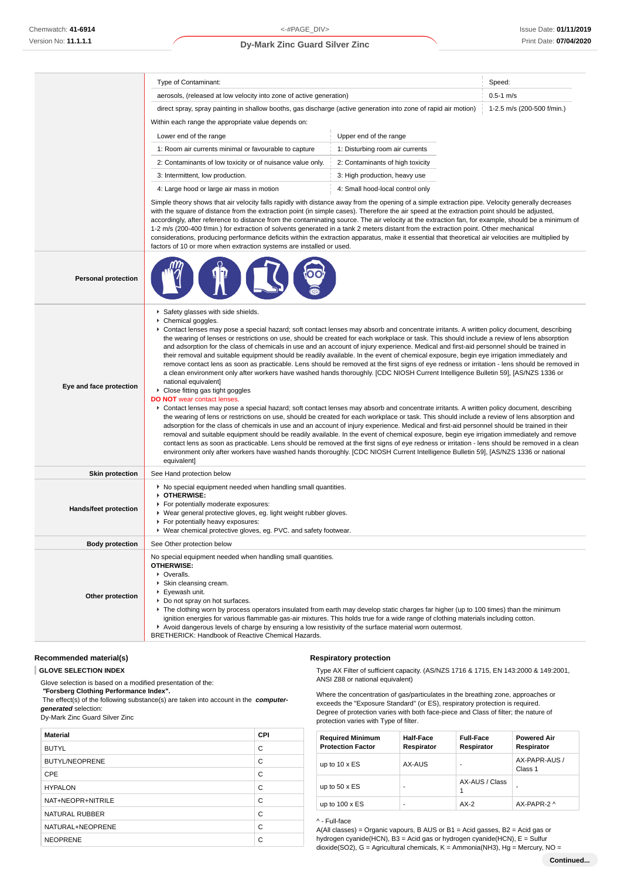| | | |
|---|---|---|
| | Type of Contaminant: | Speed: |
| | aerosols, (released at low velocity into zone of active generation) | 0.5-1 m/s |
| | direct spray, spray painting in shallow booths, gas discharge (active generation into zone of rapid air motion) | 1-2.5 m/s (200-500 f/min.) |

Within each range the appropriate value depends on:

| Lower end of the range | Upper end of the range |
|---|---|
| 1: Room air currents minimal or favourable to capture | 1: Disturbing room air currents |
| 2: Contaminants of low toxicity or of nuisance value only. | 2: Contaminants of high toxicity |
| 3: Intermittent, low production. | 3: High production, heavy use |
| 4: Large hood or large air mass in motion | 4: Small hood-local control only |

Simple theory shows that air velocity falls rapidly with distance away from the opening of a simple extraction pipe. Velocity generally decreases with the square of distance from the extraction point (in simple cases). Therefore the air speed at the extraction point should be adjusted, accordingly, after reference to distance from the contaminating source. The air velocity at the extraction fan, for example, should be a minimum of 1-2 m/s (200-400 f/min.) for extraction of solvents generated in a tank 2 meters distant from the extraction point. Other mechanical considerations, producing performance deficits within the extraction apparatus, make it essential that theoretical air velocities are multiplied by factors of 10 or more when extraction systems are installed or used.

**Personal protection**

**Eye and face protection**

- Safety glasses with side shields.
- Chemical goggles.
- Contact lenses may pose a special hazard; soft contact lenses may absorb and concentrate irritants. A written policy document, describing the wearing of lenses or restrictions on use, should be created for each workplace or task. This should include a review of lens absorption and adsorption for the class of chemicals in use and an account of injury experience. Medical and first-aid personnel should be trained in their removal and suitable equipment should be readily available. In the event of chemical exposure, begin eye irrigation immediately and remove contact lens as soon as practicable. Lens should be removed at the first signs of eye redness or irritation - lens should be removed in a clean environment only after workers have washed hands thoroughly. [CDC NIOSH Current Intelligence Bulletin 59], [AS/NZS 1336 or national equivalent]
- Close fitting gas tight goggles

**DO NOT** wear contact lenses.

- Contact lenses may pose a special hazard; soft contact lenses may absorb and concentrate irritants. A written policy document, describing the wearing of lens or restrictions on use, should be created for each workplace or task. This should include a review of lens absorption and adsorption for the class of chemicals in use and an account of injury experience. Medical and first-aid personnel should be trained in their removal and suitable equipment should be readily available. In the event of chemical exposure, begin eye irrigation immediately and remove contact lens as soon as practicable. Lens should be removed at the first signs of eye redness or irritation - lens should be removed in a clean environment only after workers have washed hands thoroughly. [CDC NIOSH Current Intelligence Bulletin 59], [AS/NZS 1336 or national equivalent]

**Skin protection**

See Hand protection below

**Hands/feet protection**

- No special equipment needed when handling small quantities.
- **OTHERWISE:**
- For potentially moderate exposures:
- Wear general protective gloves, eg. light weight rubber gloves.
- For potentially heavy exposures:
- Wear chemical protective gloves, eg. PVC. and safety footwear.

**Body protection**

See Other protection below

**Other protection**

No special equipment needed when handling small quantities.
**OTHERWISE:**

- Overalls.
- Skin cleansing cream.
- Eyewash unit.
- Do not spray on hot surfaces.
- The clothing worn by process operators insulated from earth may develop static charges far higher (up to 100 times) than the minimum ignition energies for various flammable gas-air mixtures. This holds true for a wide range of clothing materials including cotton.
- Avoid dangerous levels of charge by ensuring a low resistivity of the surface material worn outermost.

BRETHERICK: Handbook of Reactive Chemical Hazards.

## Recommended material(s)

### GLOVE SELECTION INDEX

Glove selection is based on a modified presentation of the:
***"Forsberg Clothing Performance Index".***
The effect(s) of the following substance(s) are taken into account in the ***computer-generated*** selection:
Dy-Mark Zinc Guard Silver Zinc

| Material | CPI |
|---|---|
| BUTYL | C |
| BUTYL/NEOPRENE | C |
| CPE | C |
| HYPALON | C |
| NAT+NEOPR+NITRILE | C |
| NATURAL RUBBER | C |
| NATURAL+NEOPRENE | C |
| NEOPRENE | C |

## Respiratory protection

Type AX Filter of sufficient capacity. (AS/NZS 1716 & 1715, EN 143:2000 & 149:2001, ANSI Z88 or national equivalent)

Where the concentration of gas/particulates in the breathing zone, approaches or exceeds the "Exposure Standard" (or ES), respiratory protection is required.
Degree of protection varies with both face-piece and Class of filter; the nature of protection varies with Type of filter.

| Required Minimum Protection Factor | Half-Face Respirator | Full-Face Respirator | Powered Air Respirator |
|---|---|---|---|
| up to 10 x ES | AX-AUS | - | AX-PAPR-AUS / Class 1 |
| up to 50 x ES | - | AX-AUS / Class 1 | - |
| up to 100 x ES | - | AX-2 | AX-PAPR-2 ^ |

^ - Full-face
A(All classes) = Organic vapours, B AUS or B1 = Acid gasses, B2 = Acid gas or hydrogen cyanide(HCN), B3 = Acid gas or hydrogen cyanide(HCN), E = Sulfur dioxide(SO2), G = Agricultural chemicals, K = Ammonia(NH3), Hg = Mercury, NO =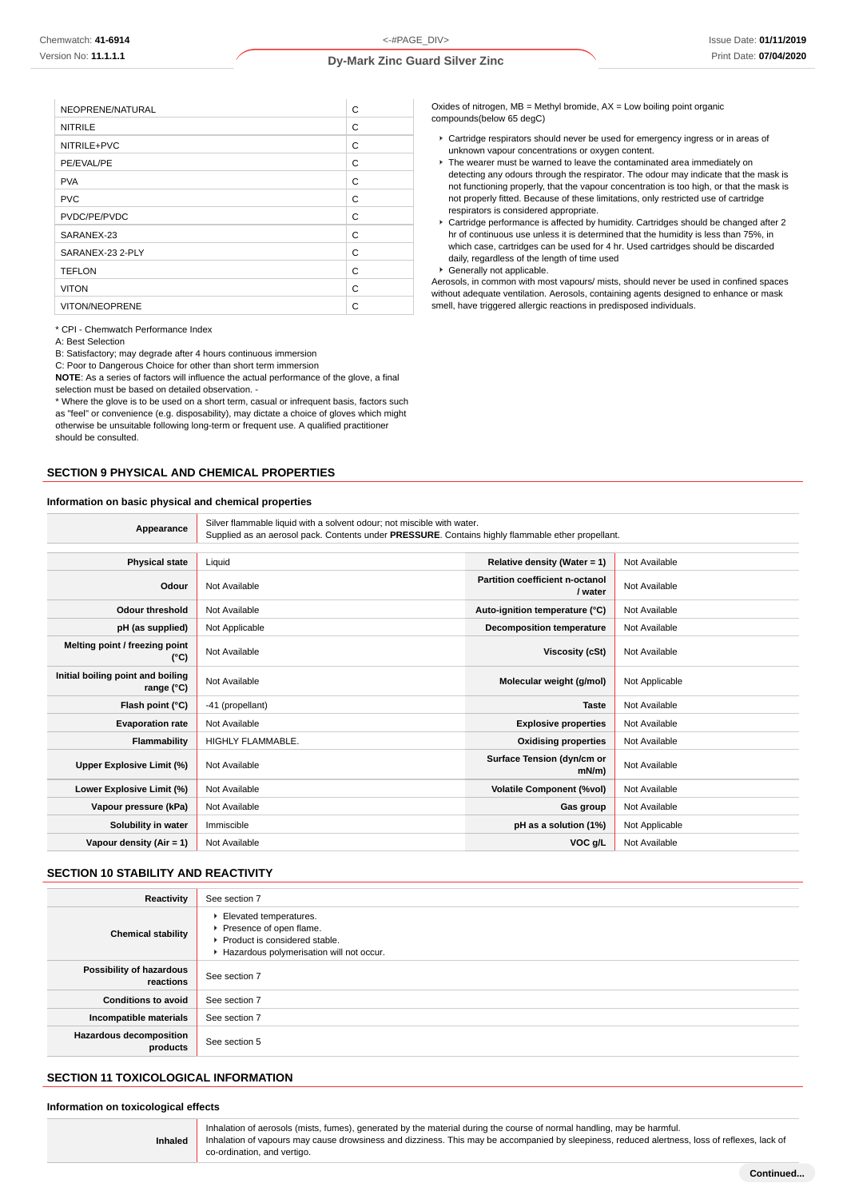| | |
|---|---|
| NEOPRENE/NATURAL | C |
| NITRILE | C |
| NITRILE+PVC | C |
| PE/EVAL/PE | C |
| PVA | C |
| PVC | C |
| PVDC/PE/PVDC | C |
| SARANEX-23 | C |
| SARANEX-23 2-PLY | C |
| TEFLON | C |
| VITON | C |
| VITON/NEOPRENE | C |

* CPI - Chemwatch Performance Index
A: Best Selection
B: Satisfactory; may degrade after 4 hours continuous immersion
C: Poor to Dangerous Choice for other than short term immersion
**NOTE**: As a series of factors will influence the actual performance of the glove, a final selection must be based on detailed observation. -
* Where the glove is to be used on a short term, casual or infrequent basis, factors such as "feel" or convenience (e.g. disposability), may dictate a choice of gloves which might otherwise be unsuitable following long-term or frequent use. A qualified practitioner should be consulted.

Oxides of nitrogen, MB = Methyl bromide, AX = Low boiling point organic compounds(below 65 degC)

- Cartridge respirators should never be used for emergency ingress or in areas of unknown vapour concentrations or oxygen content.
- The wearer must be warned to leave the contaminated area immediately on detecting any odours through the respirator. The odour may indicate that the mask is not functioning properly, that the vapour concentration is too high, or that the mask is not properly fitted. Because of these limitations, only restricted use of cartridge respirators is considered appropriate.
- Cartridge performance is affected by humidity. Cartridges should be changed after 2 hr of continuous use unless it is determined that the humidity is less than 75%, in which case, cartridges can be used for 4 hr. Used cartridges should be discarded daily, regardless of the length of time used
- Generally not applicable.

Aerosols, in common with most vapours/ mists, should never be used in confined spaces without adequate ventilation. Aerosols, containing agents designed to enhance or mask smell, have triggered allergic reactions in predisposed individuals.

## SECTION 9 PHYSICAL AND CHEMICAL PROPERTIES

### Information on basic physical and chemical properties

| | |
|---|---|
| **Appearance** | Silver flammable liquid with a solvent odour; not miscible with water. Supplied as an aerosol pack. Contents under **PRESSURE**. Contains highly flammable ether propellant. |

| | | | |
|---|---|---|---|
| **Physical state** | Liquid | **Relative density (Water = 1)** | Not Available |
| **Odour** | Not Available | **Partition coefficient n-octanol / water** | Not Available |
| **Odour threshold** | Not Available | **Auto-ignition temperature (°C)** | Not Available |
| **pH (as supplied)** | Not Applicable | **Decomposition temperature** | Not Available |
| **Melting point / freezing point (°C)** | Not Available | **Viscosity (cSt)** | Not Available |
| **Initial boiling point and boiling range (°C)** | Not Available | **Molecular weight (g/mol)** | Not Applicable |
| **Flash point (°C)** | -41 (propellant) | **Taste** | Not Available |
| **Evaporation rate** | Not Available | **Explosive properties** | Not Available |
| **Flammability** | HIGHLY FLAMMABLE. | **Oxidising properties** | Not Available |
| **Upper Explosive Limit (%)** | Not Available | **Surface Tension (dyn/cm or mN/m)** | Not Available |
| **Lower Explosive Limit (%)** | Not Available | **Volatile Component (%vol)** | Not Available |
| **Vapour pressure (kPa)** | Not Available | **Gas group** | Not Available |
| **Solubility in water** | Immiscible | **pH as a solution (1%)** | Not Applicable |
| **Vapour density (Air = 1)** | Not Available | **VOC g/L** | Not Available |

## SECTION 10 STABILITY AND REACTIVITY

| | |
|---|---|
| **Reactivity** | See section 7 |
| **Chemical stability** | - Elevated temperatures.<br>- Presence of open flame.<br>- Product is considered stable.<br>- Hazardous polymerisation will not occur. |
| **Possibility of hazardous reactions** | See section 7 |
| **Conditions to avoid** | See section 7 |
| **Incompatible materials** | See section 7 |
| **Hazardous decomposition products** | See section 5 |

## SECTION 11 TOXICOLOGICAL INFORMATION

### Information on toxicological effects

| | |
|---|---|
| **Inhaled** | Inhalation of aerosols (mists, fumes), generated by the material during the course of normal handling, may be harmful.<br>Inhalation of vapours may cause drowsiness and dizziness. This may be accompanied by sleepiness, reduced alertness, loss of reflexes, lack of co-ordination, and vertigo. |

Continued...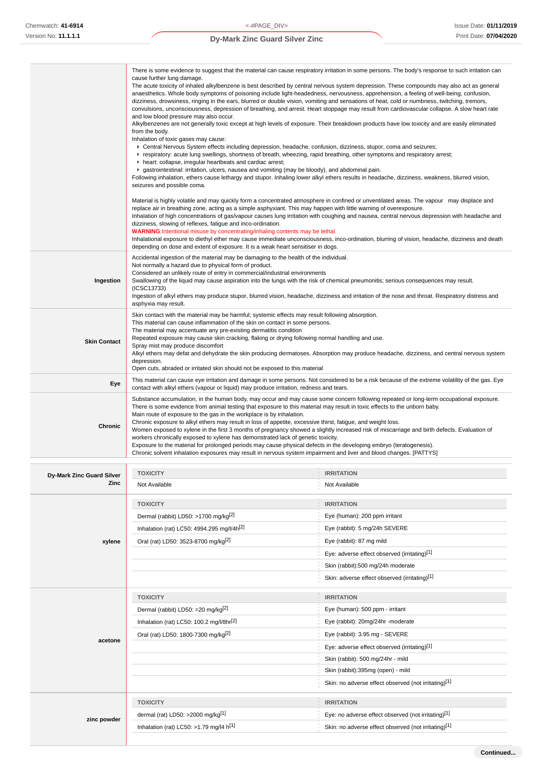| | |
|---|---|
| | There is some evidence to suggest that the material can cause respiratory irritation in some persons. The body's response to such irritation can cause further lung damage.<br>The acute toxicity of inhaled alkylbenzene is best described by central nervous system depression. These compounds may also act as general anaesthetics. Whole body symptoms of poisoning include light-headedness, nervousness, apprehension, a feeling of well-being, confusion, dizziness, drowsiness, ringing in the ears, blurred or double vision, vomiting and sensations of heat, cold or numbness, twitching, tremors, convulsions, unconsciousness, depression of breathing, and arrest. Heart stoppage may result from cardiovascular collapse. A slow heart rate and low blood pressure may also occur.<br>Alkylbenzenes are not generally toxic except at high levels of exposure. Their breakdown products have low toxicity and are easily eliminated from the body.<br>Inhalation of toxic gases may cause:<br>▸ Central Nervous System effects including depression, headache, confusion, dizziness, stupor, coma and seizures;<br>▸ respiratory: acute lung swellings, shortness of breath, wheezing, rapid breathing, other symptoms and respiratory arrest;<br>▸ heart: collapse, irregular heartbeats and cardiac arrest;<br>▸ gastrointestinal: irritation, ulcers, nausea and vomiting (may be bloody), and abdominal pain.<br>Following inhalation, ethers cause lethargy and stupor. Inhaling lower alkyl ethers results in headache, dizziness, weakness, blurred vision, seizures and possible coma.<br><br>Material is highly volatile and may quickly form a concentrated atmosphere in confined or unventilated areas. The vapour may displace and replace air in breathing zone, acting as a simple asphyxiant. This may happen with little warning of overexposure.<br>Inhalation of high concentrations of gas/vapour causes lung irritation with coughing and nausea, central nervous depression with headache and dizziness, slowing of reflexes, fatigue and inco-ordination.<br>**WARNING**:Intentional misuse by concentrating/inhaling contents may be lethal.<br>Inhalational exposure to diethyl ether may cause immediate unconsciousness, inco-ordination, blurring of vision, headache, dizziness and death depending on dose and extent of exposure. It is a weak heart sensitiser in dogs. |
| **Ingestion** | Accidental ingestion of the material may be damaging to the health of the individual.<br>Not normally a hazard due to physical form of product.<br>Considered an unlikely route of entry in commercial/industrial environments<br>Swallowing of the liquid may cause aspiration into the lungs with the risk of chemical pneumonitis; serious consequences may result. (ICSC13733)<br>Ingestion of alkyl ethers may produce stupor, blurred vision, headache, dizziness and irritation of the nose and throat. Respiratory distress and asphyxia may result. |
| **Skin Contact** | Skin contact with the material may be harmful; systemic effects may result following absorption.<br>This material can cause inflammation of the skin on contact in some persons.<br>The material may accentuate any pre-existing dermatitis condition<br>Repeated exposure may cause skin cracking, flaking or drying following normal handling and use.<br>Spray mist may produce discomfort<br>Alkyl ethers may defat and dehydrate the skin producing dermatoses. Absorption may produce headache, dizziness, and central nervous system depression.<br>Open cuts, abraded or irritated skin should not be exposed to this material |
| **Eye** | This material can cause eye irritation and damage in some persons. Not considered to be a risk because of the extreme volatility of the gas. Eye contact with alkyl ethers (vapour or liquid) may produce irritation, redness and tears. |
| **Chronic** | Substance accumulation, in the human body, may occur and may cause some concern following repeated or long-term occupational exposure.<br>There is some evidence from animal testing that exposure to this material may result in toxic effects to the unborn baby.<br>Main route of exposure to the gas in the workplace is by inhalation.<br>Chronic exposure to alkyl ethers may result in loss of appetite, excessive thirst, fatigue, and weight loss.<br>Women exposed to xylene in the first 3 months of pregnancy showed a slightly increased risk of miscarriage and birth defects. Evaluation of workers chronically exposed to xylene has demonstrated lack of genetic toxicity.<br>Exposure to the material for prolonged periods may cause physical defects in the developing embryo (teratogenesis).<br>Chronic solvent inhalation exposures may result in nervous system impairment and liver and blood changes. [PATTYS] |

| | TOXICITY | IRRITATION |
|---|---|---|
| **Dy-Mark Zinc Guard Silver Zinc** | Not Available | Not Available |

| | TOXICITY | IRRITATION |
|---|---|---|
| **xylene** | Dermal (rabbit) LD50: >1700 mg/kg[2] | Eye (human): 200 ppm irritant |
| | Inhalation (rat) LC50: 4994.295 mg/l/4h[2] | Eye (rabbit): 5 mg/24h SEVERE |
| | Oral (rat) LD50: 3523-8700 mg/kg[2] | Eye (rabbit): 87 mg mild |
| | | Eye: adverse effect observed (irritating)[1] |
| | | Skin (rabbit):500 mg/24h moderate |
| | | Skin: adverse effect observed (irritating)[1] |

| | TOXICITY | IRRITATION |
|---|---|---|
| **acetone** | Dermal (rabbit) LD50: =20 mg/kg[2] | Eye (human): 500 ppm - irritant |
| | Inhalation (rat) LC50: 100.2 mg/l/8hr[2] | Eye (rabbit): 20mg/24hr -moderate |
| | Oral (rat) LD50: 1800-7300 mg/kg[2] | Eye (rabbit): 3.95 mg - SEVERE |
| | | Eye: adverse effect observed (irritating)[1] |
| | | Skin (rabbit): 500 mg/24hr - mild |
| | | Skin (rabbit):395mg (open) - mild |
| | | Skin: no adverse effect observed (not irritating)[1] |

| | TOXICITY | IRRITATION |
|---|---|---|
| **zinc powder** | dermal (rat) LD50: >2000 mg/kg[1] | Eye: no adverse effect observed (not irritating)[1] |
| | Inhalation (rat) LC50: >1.79 mg/l4 h[1] | Skin: no adverse effect observed (not irritating)[1] |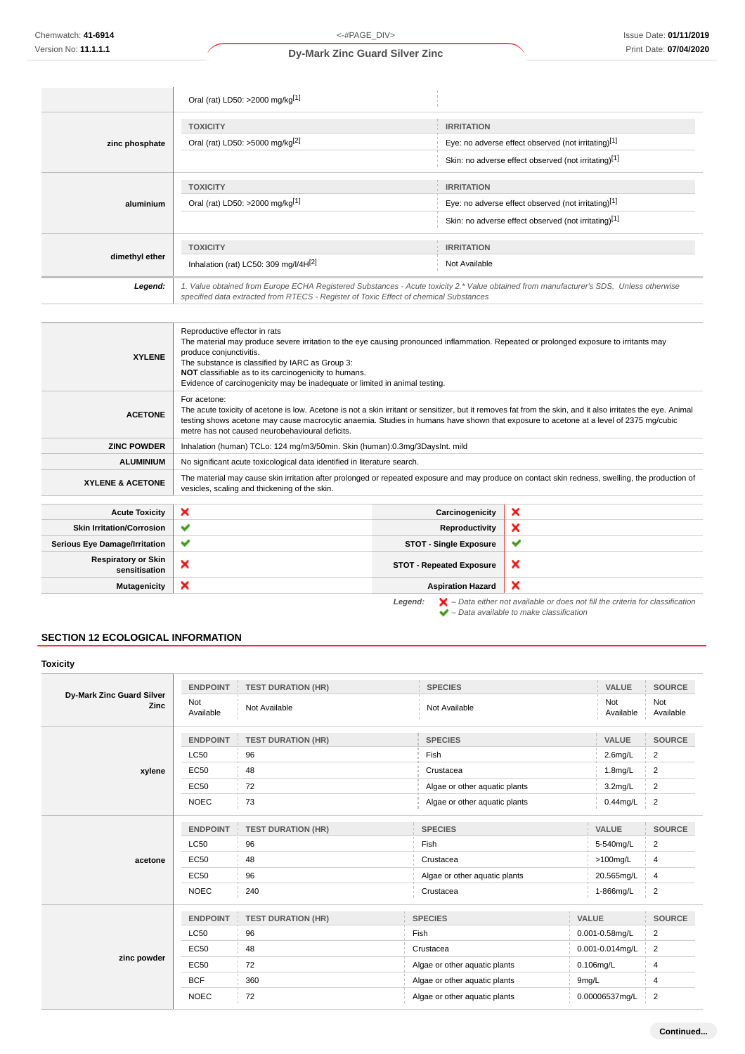| | TOXICITY | IRRITATION |
|---|---|---|
| | Oral (rat) LD50: >2000 mg/kg[1] | |
| **zinc phosphate** | **TOXICITY** | **IRRITATION** |
| | Oral (rat) LD50: >5000 mg/kg[2] | Eye: no adverse effect observed (not irritating)[1] |
| | | Skin: no adverse effect observed (not irritating)[1] |
| **aluminium** | **TOXICITY** | **IRRITATION** |
| | Oral (rat) LD50: >2000 mg/kg[1] | Eye: no adverse effect observed (not irritating)[1] |
| | | Skin: no adverse effect observed (not irritating)[1] |
| **dimethyl ether** | **TOXICITY** | **IRRITATION** |
| | Inhalation (rat) LC50: 309 mg/l/4H[2] | Not Available |
| ***Legend:*** | *1. Value obtained from Europe ECHA Registered Substances - Acute toxicity 2.* Value obtained from manufacturer's SDS. Unless otherwise specified data extracted from RTECS - Register of Toxic Effect of chemical Substances* | |

| | |
|---|---|
| **XYLENE** | Reproductive effector in rats<br>The material may produce severe irritation to the eye causing pronounced inflammation. Repeated or prolonged exposure to irritants may produce conjunctivitis.<br>The substance is classified by IARC as Group 3:<br>**NOT** classifiable as to its carcinogenicity to humans.<br>Evidence of carcinogenicity may be inadequate or limited in animal testing. |
| **ACETONE** | For acetone:<br>The acute toxicity of acetone is low. Acetone is not a skin irritant or sensitizer, but it removes fat from the skin, and it also irritates the eye. Animal testing shows acetone may cause macrocytic anaemia. Studies in humans have shown that exposure to acetone at a level of 2375 mg/cubic metre has not caused neurobehavioural deficits. |
| **ZINC POWDER** | Inhalation (human) TCLo: 124 mg/m3/50min. Skin (human):0.3mg/3DaysInt. mild |
| **ALUMINIUM** | No significant acute toxicological data identified in literature search. |
| **XYLENE & ACETONE** | The material may cause skin irritation after prolonged or repeated exposure and may produce on contact skin redness, swelling, the production of vesicles, scaling and thickening of the skin. |

| | | | |
|---|---|---|---|
| **Acute Toxicity** | ✘ | **Carcinogenicity** | ✘ |
| **Skin Irritation/Corrosion** | ✔ | **Reproductivity** | ✘ |
| **Serious Eye Damage/Irritation** | ✔ | **STOT - Single Exposure** | ✔ |
| **Respiratory or Skin sensitisation** | ✘ | **STOT - Repeated Exposure** | ✘ |
| **Mutagenicity** | ✘ | **Aspiration Hazard** | ✘ |

***Legend:*** ✘ *– Data either not available or does not fill the criteria for classification*
✔ *– Data available to make classification*

## SECTION 12 ECOLOGICAL INFORMATION

### Toxicity

| | ENDPOINT | TEST DURATION (HR) | SPECIES | VALUE | SOURCE |
|---|---|---|---|---|---|
| **Dy-Mark Zinc Guard Silver Zinc** | Not Available | Not Available | Not Available | Not Available | Not Available |
| **xylene** | **ENDPOINT** | **TEST DURATION (HR)** | **SPECIES** | **VALUE** | **SOURCE** |
| | LC50 | 96 | Fish | 2.6mg/L | 2 |
| | EC50 | 48 | Crustacea | 1.8mg/L | 2 |
| | EC50 | 72 | Algae or other aquatic plants | 3.2mg/L | 2 |
| | NOEC | 73 | Algae or other aquatic plants | 0.44mg/L | 2 |
| **acetone** | **ENDPOINT** | **TEST DURATION (HR)** | **SPECIES** | **VALUE** | **SOURCE** |
| | LC50 | 96 | Fish | 5-540mg/L | 2 |
| | EC50 | 48 | Crustacea | >100mg/L | 4 |
| | EC50 | 96 | Algae or other aquatic plants | 20.565mg/L | 4 |
| | NOEC | 240 | Crustacea | 1-866mg/L | 2 |
| **zinc powder** | **ENDPOINT** | **TEST DURATION (HR)** | **SPECIES** | **VALUE** | **SOURCE** |
| | LC50 | 96 | Fish | 0.001-0.58mg/L | 2 |
| | EC50 | 48 | Crustacea | 0.001-0.014mg/L | 2 |
| | EC50 | 72 | Algae or other aquatic plants | 0.106mg/L | 4 |
| | BCF | 360 | Algae or other aquatic plants | 9mg/L | 4 |
| | NOEC | 72 | Algae or other aquatic plants | 0.00006537mg/L | 2 |

**Continued...**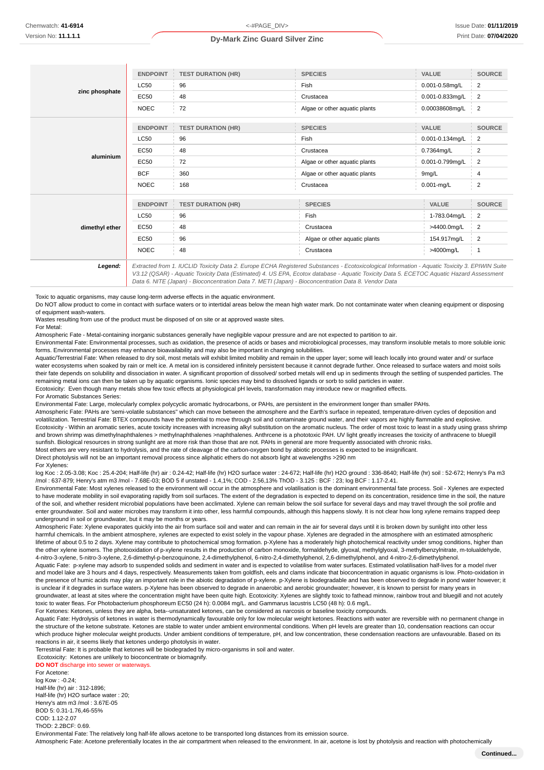| | ENDPOINT | TEST DURATION (HR) | SPECIES | VALUE | SOURCE |
|---|---|---|---|---|---|
| **zinc phosphate** | LC50 | 96 | Fish | 0.001-0.58mg/L | 2 |
| | EC50 | 48 | Crustacea | 0.001-0.833mg/L | 2 |
| | NOEC | 72 | Algae or other aquatic plants | 0.00038608mg/L | 2 |

| | ENDPOINT | TEST DURATION (HR) | SPECIES | VALUE | SOURCE |
|---|---|---|---|---|---|
| **aluminium** | LC50 | 96 | Fish | 0.001-0.134mg/L | 2 |
| | EC50 | 48 | Crustacea | 0.7364mg/L | 2 |
| | EC50 | 72 | Algae or other aquatic plants | 0.001-0.799mg/L | 2 |
| | BCF | 360 | Algae or other aquatic plants | 9mg/L | 4 |
| | NOEC | 168 | Crustacea | 0.001-mg/L | 2 |

| | ENDPOINT | TEST DURATION (HR) | SPECIES | VALUE | SOURCE |
|---|---|---|---|---|---|
| **dimethyl ether** | LC50 | 96 | Fish | 1-783.04mg/L | 2 |
| | EC50 | 48 | Crustacea | >4400.0mg/L | 2 |
| | EC50 | 96 | Algae or other aquatic plants | 154.917mg/L | 2 |
| | NOEC | 48 | Crustacea | >4000mg/L | 1 |

***Legend:*** *Extracted from 1. IUCLID Toxicity Data 2. Europe ECHA Registered Substances - Ecotoxicological Information - Aquatic Toxicity 3. EPIWIN Suite V3.12 (QSAR) - Aquatic Toxicity Data (Estimated) 4. US EPA, Ecotox database - Aquatic Toxicity Data 5. ECETOC Aquatic Hazard Assessment Data 6. NITE (Japan) - Bioconcentration Data 7. METI (Japan) - Bioconcentration Data 8. Vendor Data*

Toxic to aquatic organisms, may cause long-term adverse effects in the aquatic environment.
Do NOT allow product to come in contact with surface waters or to intertidal areas below the mean high water mark. Do not contaminate water when cleaning equipment or disposing of equipment wash-waters.
Wastes resulting from use of the product must be disposed of on site or at approved waste sites.
For Metal:
Atmospheric Fate - Metal-containing inorganic substances generally have negligible vapour pressure and are not expected to partition to air.
Environmental Fate: Environmental processes, such as oxidation, the presence of acids or bases and microbiological processes, may transform insoluble metals to more soluble ionic forms. Environmental processes may enhance bioavailability and may also be important in changing solubilities.
Aquatic/Terrestrial Fate: When released to dry soil, most metals will exhibit limited mobility and remain in the upper layer; some will leach locally into ground water and/ or surface water ecosystems when soaked by rain or melt ice. A metal ion is considered infinitely persistent because it cannot degrade further. Once released to surface waters and moist soils their fate depends on solubility and dissociation in water. A significant proportion of dissolved/ sorbed metals will end up in sediments through the settling of suspended particles. The remaining metal ions can then be taken up by aquatic organisms. Ionic species may bind to dissolved ligands or sorb to solid particles in water.
Ecotoxicity: Even though many metals show few toxic effects at physiological pH levels, transformation may introduce new or magnified effects.
For Aromatic Substances Series:
Environmental Fate: Large, molecularly complex polycyclic aromatic hydrocarbons, or PAHs, are persistent in the environment longer than smaller PAHs.
Atmospheric Fate: PAHs are 'semi-volatile substances" which can move between the atmosphere and the Earth's surface in repeated, temperature-driven cycles of deposition and volatilization. Terrestrial Fate: BTEX compounds have the potential to move through soil and contaminate ground water, and their vapors are highly flammable and explosive.
Ecotoxicity - Within an aromatic series, acute toxicity increases with increasing alkyl substitution on the aromatic nucleus. The order of most toxic to least in a study using grass shrimp and brown shrimp was dimethylnaphthalenes > methylnaphthalenes > naphthalenes. Anthrcene is a phototoxic PAH. UV light greatly increases the toxicity of anthracene to bluegill sunfish. Biological resources in strong sunlight are at more risk than those that are not. PAHs in general are more frequently associated with chronic risks.
Most ethers are very resistant to hydrolysis, and the rate of cleavage of the carbon-oxygen bond by abiotic processes is expected to be insignificant.
Direct photolysis will not be an important removal process since aliphatic ethers do not absorb light at wavelengths >290 nm
For Xylenes:
log Koc : 2.05-3.08; Koc : 25.4-204; Half-life (hr) air : 0.24-42; Half-life (hr) H2O surface water : 24-672; Half-life (hr) H2O ground : 336-8640; Half-life (hr) soil : 52-672; Henry's Pa m3 /mol : 637-879; Henry's atm m3 /mol - 7.68E-03; BOD 5 if unstated - 1.4,1%; COD - 2.56,13% ThOD - 3.125 : BCF : 23; log BCF : 1.17-2.41.
Environmental Fate: Most xylenes released to the environment will occur in the atmosphere and volatilisation is the dominant environmental fate process. Soil - Xylenes are expected to have moderate mobility in soil evaporating rapidly from soil surfaces. The extent of the degradation is expected to depend on its concentration, residence time in the soil, the nature of the soil, and whether resident microbial populations have been acclimated. Xylene can remain below the soil surface for several days and may travel through the soil profile and enter groundwater. Soil and water microbes may transform it into other, less harmful compounds, although this happens slowly. It is not clear how long xylene remains trapped deep underground in soil or groundwater, but it may be months or years.
Atmospheric Fate: Xylene evaporates quickly into the air from surface soil and water and can remain in the air for several days until it is broken down by sunlight into other less harmful chemicals. In the ambient atmosphere, xylenes are expected to exist solely in the vapour phase. Xylenes are degraded in the atmosphere with an estimated atmospheric lifetime of about 0.5 to 2 days. Xylene may contribute to photochemical smog formation. p-Xylene has a moderately high photochemical reactivity under smog conditions, higher than the other xylene isomers. The photooxidation of p-xylene results in the production of carbon monoxide, formaldehyde, glyoxal, methylglyoxal, 3-methylbenzylnitrate, m-tolualdehyde, 4-nitro-3-xylene, 5-nitro-3-xylene, 2,6-dimethyl-p-benzoquinone, 2,4-dimethylphenol, 6-nitro-2,4-dimethylphenol, 2,6-dimethylphenol, and 4-nitro-2,6-dimethylphenol.
Aquatic Fate: p-xylene may adsorb to suspended solids and sediment in water and is expected to volatilise from water surfaces. Estimated volatilisation half-lives for a model river and model lake are 3 hours and 4 days, respectively. Measurements taken from goldfish, eels and clams indicate that bioconcentration in aquatic organisms is low. Photo-oxidation in the presence of humic acids may play an important role in the abiotic degradation of p-xylene. p-Xylene is biodegradable and has been observed to degrade in pond water however; it is unclear if it degrades in surface waters. p-Xylene has been observed to degrade in anaerobic and aerobic groundwater; however, it is known to persist for many years in groundwater, at least at sites where the concentration might have been quite high. Ecotoxicity: Xylenes are slightly toxic to fathead minnow, rainbow trout and bluegill and not acutely toxic to water fleas. For Photobacterium phosphoreum EC50 (24 h): 0.0084 mg/L. and Gammarus lacustris LC50 (48 h): 0.6 mg/L.
For Ketones: Ketones, unless they are alpha, beta--unsaturated ketones, can be considered as narcosis or baseline toxicity compounds.
Aquatic Fate: Hydrolysis of ketones in water is thermodynamically favourable only for low molecular weight ketones. Reactions with water are reversible with no permanent change in the structure of the ketone substrate. Ketones are stable to water under ambient environmental conditions. When pH levels are greater than 10, condensation reactions can occur which produce higher molecular weight products. Under ambient conditions of temperature, pH, and low concentration, these condensation reactions are unfavourable. Based on its reactions in air, it seems likely that ketones undergo photolysis in water.
Terrestrial Fate: It is probable that ketones will be biodegraded by micro-organisms in soil and water.
Ecotoxicity: Ketones are unlikely to bioconcentrate or biomagnify.
**DO NOT** discharge into sewer or waterways.
For Acetone:
log Kow : -0.24;
Half-life (hr) air : 312-1896;
Half-life (hr) H2O surface water : 20;
Henry's atm m3 /mol : 3.67E-05
BOD 5: 0.31-1.76,46-55%
COD: 1.12-2.07
ThOD: 2.2BCF: 0.69.
Environmental Fate: The relatively long half-life allows acetone to be transported long distances from its emission source.
Atmospheric Fate: Acetone preferentially locates in the air compartment when released to the environment. In air, acetone is lost by photolysis and reaction with photochemically

**Continued...**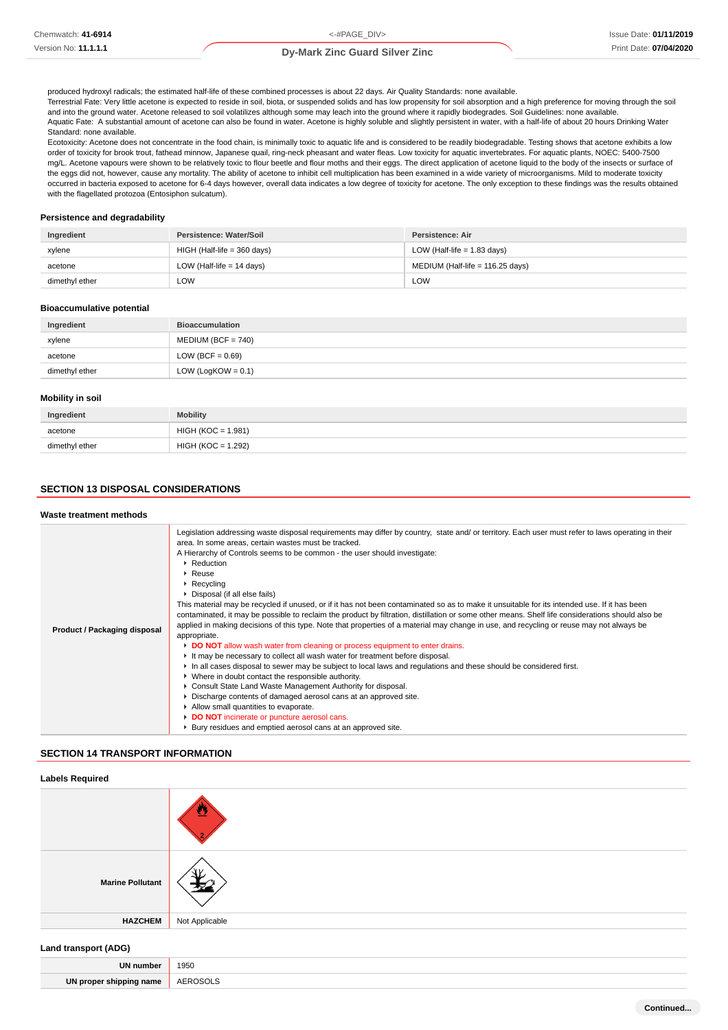produced hydroxyl radicals; the estimated half-life of these combined processes is about 22 days. Air Quality Standards: none available.
Terrestrial Fate: Very little acetone is expected to reside in soil, biota, or suspended solids and has low propensity for soil absorption and a high preference for moving through the soil and into the ground water. Acetone released to soil volatilizes although some may leach into the ground where it rapidly biodegrades. Soil Guidelines: none available.
Aquatic Fate: A substantial amount of acetone can also be found in water. Acetone is highly soluble and slightly persistent in water, with a half-life of about 20 hours Drinking Water Standard: none available.
Ecotoxicity: Acetone does not concentrate in the food chain, is minimally toxic to aquatic life and is considered to be readily biodegradable. Testing shows that acetone exhibits a low order of toxicity for brook trout, fathead minnow, Japanese quail, ring-neck pheasant and water fleas. Low toxicity for aquatic invertebrates. For aquatic plants, NOEC: 5400-7500 mg/L. Acetone vapours were shown to be relatively toxic to flour beetle and flour moths and their eggs. The direct application of acetone liquid to the body of the insects or surface of the eggs did not, however, cause any mortality. The ability of acetone to inhibit cell multiplication has been examined in a wide variety of microorganisms. Mild to moderate toxicity occurred in bacteria exposed to acetone for 6-4 days however, overall data indicates a low degree of toxicity for acetone. The only exception to these findings was the results obtained with the flagellated protozoa (Entosiphon sulcatum).

### Persistence and degradability

| Ingredient | Persistence: Water/Soil | Persistence: Air |
|---|---|---|
| xylene | HIGH (Half-life = 360 days) | LOW (Half-life = 1.83 days) |
| acetone | LOW (Half-life = 14 days) | MEDIUM (Half-life = 116.25 days) |
| dimethyl ether | LOW | LOW |

### Bioaccumulative potential

| Ingredient | Bioaccumulation |
|---|---|
| xylene | MEDIUM (BCF = 740) |
| acetone | LOW (BCF = 0.69) |
| dimethyl ether | LOW (LogKOW = 0.1) |

### Mobility in soil

| Ingredient | Mobility |
|---|---|
| acetone | HIGH (KOC = 1.981) |
| dimethyl ether | HIGH (KOC = 1.292) |

## SECTION 13 DISPOSAL CONSIDERATIONS

### Waste treatment methods

**Product / Packaging disposal**

Legislation addressing waste disposal requirements may differ by country, state and/ or territory. Each user must refer to laws operating in their area. In some areas, certain wastes must be tracked.
A Hierarchy of Controls seems to be common - the user should investigate:

- Reduction
- Reuse
- Recycling
- Disposal (if all else fails)

This material may be recycled if unused, or if it has not been contaminated so as to make it unsuitable for its intended use. If it has been contaminated, it may be possible to reclaim the product by filtration, distillation or some other means. Shelf life considerations should also be applied in making decisions of this type. Note that properties of a material may change in use, and recycling or reuse may not always be appropriate.

- **DO NOT** allow wash water from cleaning or process equipment to enter drains.
- It may be necessary to collect all wash water for treatment before disposal.
- In all cases disposal to sewer may be subject to local laws and regulations and these should be considered first.
- Where in doubt contact the responsible authority.
- Consult State Land Waste Management Authority for disposal.
- Discharge contents of damaged aerosol cans at an approved site.
- Allow small quantities to evaporate.
- **DO NOT** incinerate or puncture aerosol cans.
- Bury residues and emptied aerosol cans at an approved site.

## SECTION 14 TRANSPORT INFORMATION

### Labels Required

| | |
|---|---|
| | |
| **Marine Pollutant** | |
| **HAZCHEM** | Not Applicable |

### Land transport (ADG)

| | |
|---|---|
| **UN number** | 1950 |
| **UN proper shipping name** | AEROSOLS |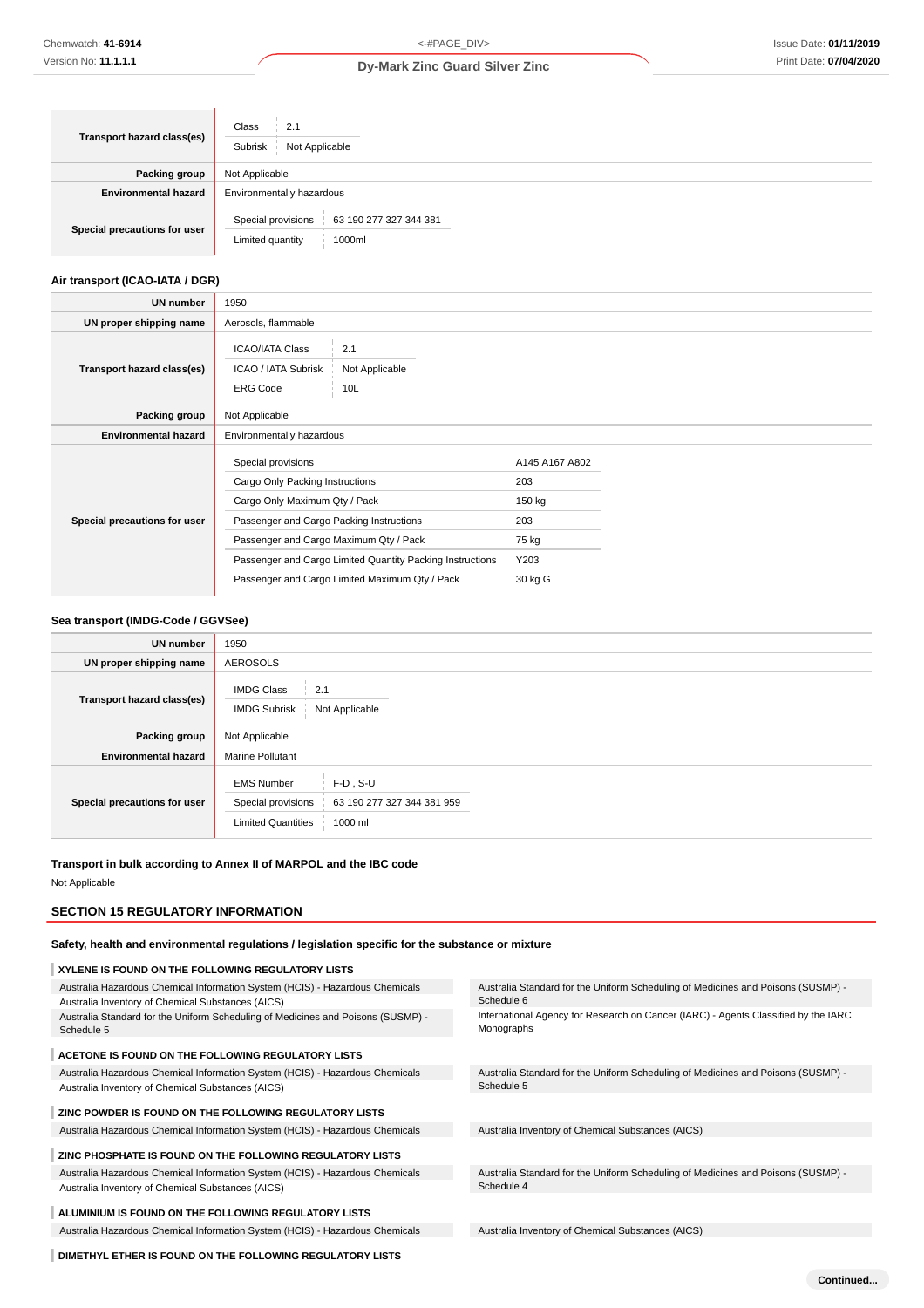| | |
|---|---|
| Transport hazard class(es) | Class: 2.1<br>Subrisk: Not Applicable |
| Packing group | Not Applicable |
| Environmental hazard | Environmentally hazardous |
| Special precautions for user | Special provisions: 63 190 277 327 344 381<br>Limited quantity: 1000ml |

### Air transport (ICAO-IATA / DGR)

| | |
|---|---|
| UN number | 1950 |
| UN proper shipping name | Aerosols, flammable |
| Transport hazard class(es) | ICAO/IATA Class: 2.1<br>ICAO / IATA Subrisk: Not Applicable<br>ERG Code: 10L |
| Packing group | Not Applicable |
| Environmental hazard | Environmentally hazardous |
| Special precautions for user | Special provisions: A145 A167 A802<br>Cargo Only Packing Instructions: 203<br>Cargo Only Maximum Qty / Pack: 150 kg<br>Passenger and Cargo Packing Instructions: 203<br>Passenger and Cargo Maximum Qty / Pack: 75 kg<br>Passenger and Cargo Limited Quantity Packing Instructions: Y203<br>Passenger and Cargo Limited Maximum Qty / Pack: 30 kg G |

### Sea transport (IMDG-Code / GGVSee)

| | |
|---|---|
| UN number | 1950 |
| UN proper shipping name | AEROSOLS |
| Transport hazard class(es) | IMDG Class: 2.1<br>IMDG Subrisk: Not Applicable |
| Packing group | Not Applicable |
| Environmental hazard | Marine Pollutant |
| Special precautions for user | EMS Number: F-D , S-U<br>Special provisions: 63 190 277 327 344 381 959<br>Limited Quantities: 1000 ml |

### Transport in bulk according to Annex II of MARPOL and the IBC code

Not Applicable

## SECTION 15 REGULATORY INFORMATION

### Safety, health and environmental regulations / legislation specific for the substance or mixture

**XYLENE IS FOUND ON THE FOLLOWING REGULATORY LISTS**

- Australia Hazardous Chemical Information System (HCIS) - Hazardous Chemicals
- Australia Inventory of Chemical Substances (AICS)
- Australia Standard for the Uniform Scheduling of Medicines and Poisons (SUSMP) - Schedule 5
- Australia Standard for the Uniform Scheduling of Medicines and Poisons (SUSMP) - Schedule 6
- International Agency for Research on Cancer (IARC) - Agents Classified by the IARC Monographs

**ACETONE IS FOUND ON THE FOLLOWING REGULATORY LISTS**

- Australia Hazardous Chemical Information System (HCIS) - Hazardous Chemicals
- Australia Inventory of Chemical Substances (AICS)
- Australia Standard for the Uniform Scheduling of Medicines and Poisons (SUSMP) - Schedule 5

**ZINC POWDER IS FOUND ON THE FOLLOWING REGULATORY LISTS**

- Australia Hazardous Chemical Information System (HCIS) - Hazardous Chemicals
- Australia Inventory of Chemical Substances (AICS)

**ZINC PHOSPHATE IS FOUND ON THE FOLLOWING REGULATORY LISTS**

- Australia Hazardous Chemical Information System (HCIS) - Hazardous Chemicals
- Australia Inventory of Chemical Substances (AICS)
- Australia Standard for the Uniform Scheduling of Medicines and Poisons (SUSMP) - Schedule 4

**ALUMINIUM IS FOUND ON THE FOLLOWING REGULATORY LISTS**

- Australia Hazardous Chemical Information System (HCIS) - Hazardous Chemicals
- Australia Inventory of Chemical Substances (AICS)

**DIMETHYL ETHER IS FOUND ON THE FOLLOWING REGULATORY LISTS**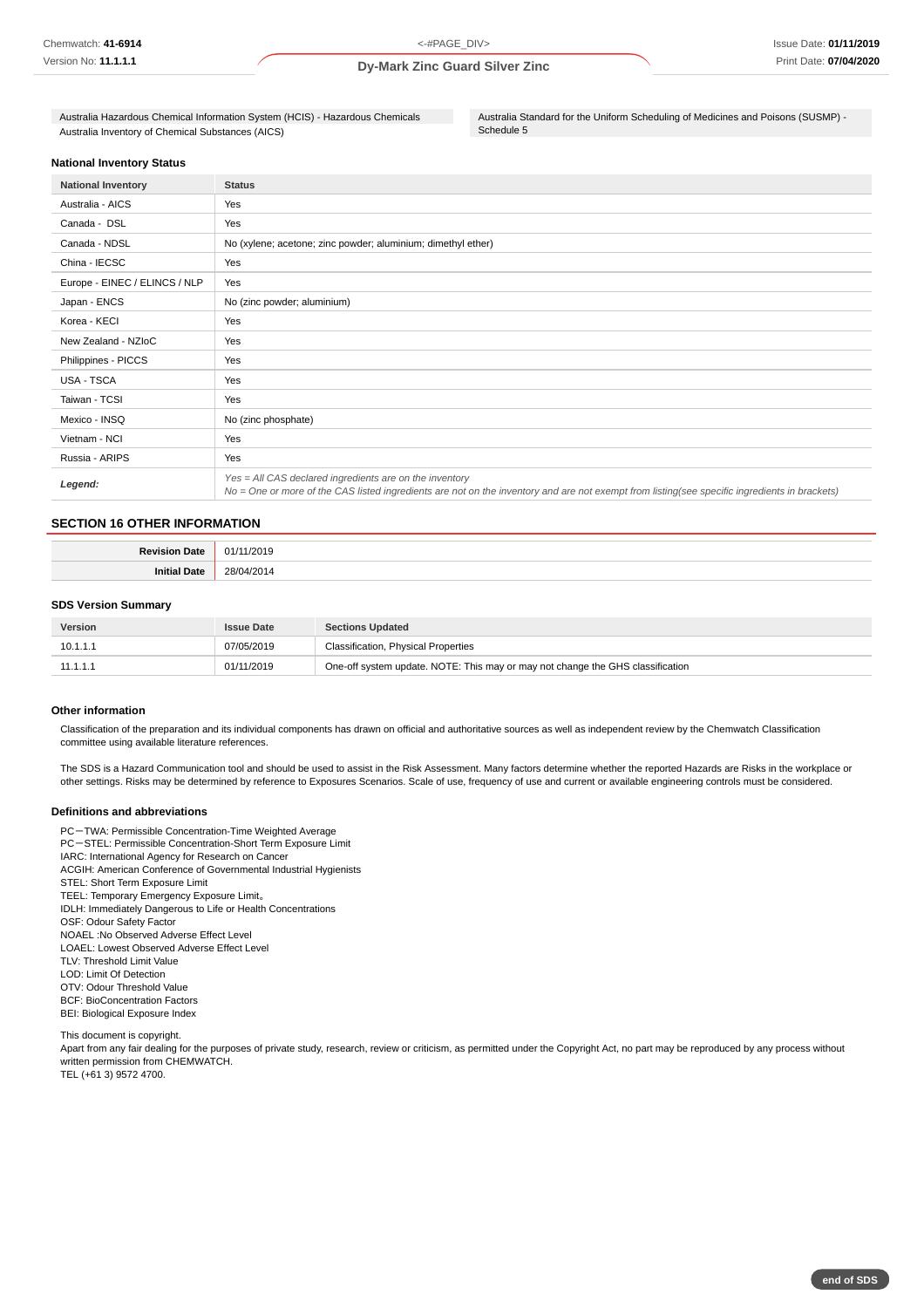| | |
|---|---|
| Australia Hazardous Chemical Information System (HCIS) - Hazardous Chemicals<br>Australia Inventory of Chemical Substances (AICS) | Australia Standard for the Uniform Scheduling of Medicines and Poisons (SUSMP) - Schedule 5 |

### National Inventory Status

| National Inventory | Status |
|---|---|
| Australia - AICS | Yes |
| Canada - DSL | Yes |
| Canada - NDSL | No (xylene; acetone; zinc powder; aluminium; dimethyl ether) |
| China - IECSC | Yes |
| Europe - EINEC / ELINCS / NLP | Yes |
| Japan - ENCS | No (zinc powder; aluminium) |
| Korea - KECI | Yes |
| New Zealand - NZIoC | Yes |
| Philippines - PICCS | Yes |
| USA - TSCA | Yes |
| Taiwan - TCSI | Yes |
| Mexico - INSQ | No (zinc phosphate) |
| Vietnam - NCI | Yes |
| Russia - ARIPS | Yes |
| ***Legend:*** | *Yes = All CAS declared ingredients are on the inventory*<br>*No = One or more of the CAS listed ingredients are not on the inventory and are not exempt from listing(see specific ingredients in brackets)* |

## SECTION 16 OTHER INFORMATION

| | |
|---|---|
| **Revision Date** | 01/11/2019 |
| **Initial Date** | 28/04/2014 |

### SDS Version Summary

| Version | Issue Date | Sections Updated |
|---|---|---|
| 10.1.1.1 | 07/05/2019 | Classification, Physical Properties |
| 11.1.1.1 | 01/11/2019 | One-off system update. NOTE: This may or may not change the GHS classification |

### Other information

Classification of the preparation and its individual components has drawn on official and authoritative sources as well as independent review by the Chemwatch Classification committee using available literature references.

The SDS is a Hazard Communication tool and should be used to assist in the Risk Assessment. Many factors determine whether the reported Hazards are Risks in the workplace or other settings. Risks may be determined by reference to Exposures Scenarios. Scale of use, frequency of use and current or available engineering controls must be considered.

### Definitions and abbreviations

PC－TWA: Permissible Concentration-Time Weighted Average
PC－STEL: Permissible Concentration-Short Term Exposure Limit
IARC: International Agency for Research on Cancer
ACGIH: American Conference of Governmental Industrial Hygienists
STEL: Short Term Exposure Limit
TEEL: Temporary Emergency Exposure Limit。
IDLH: Immediately Dangerous to Life or Health Concentrations
OSF: Odour Safety Factor
NOAEL :No Observed Adverse Effect Level
LOAEL: Lowest Observed Adverse Effect Level
TLV: Threshold Limit Value
LOD: Limit Of Detection
OTV: Odour Threshold Value
BCF: BioConcentration Factors
BEI: Biological Exposure Index

This document is copyright.
Apart from any fair dealing for the purposes of private study, research, review or criticism, as permitted under the Copyright Act, no part may be reproduced by any process without written permission from CHEMWATCH.
TEL (+61 3) 9572 4700.

**end of SDS**